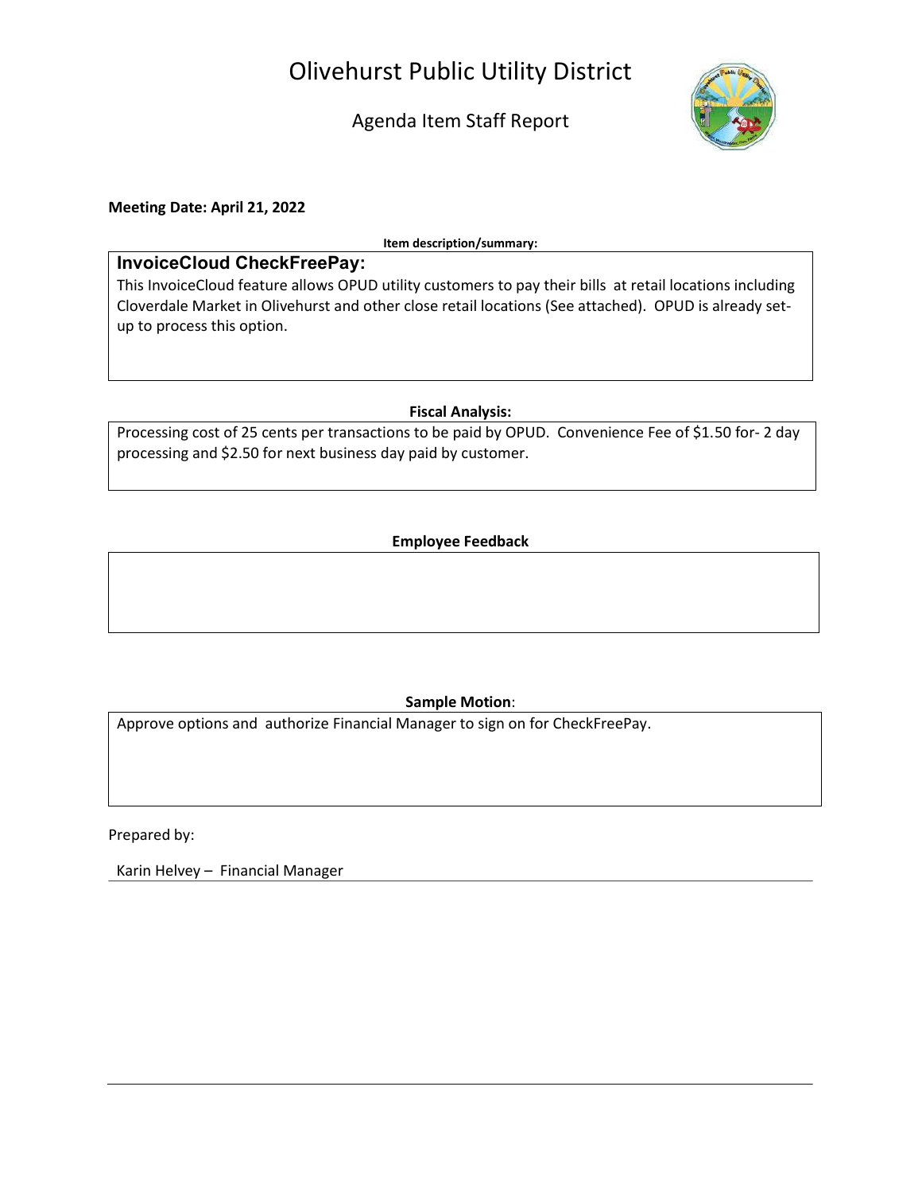# Olivehurst Public Utility District

## Agenda Item Staff Report

**Meeting Date: April 21, 2022**

**Item description/summary:**

**InvoiceCloud CheckFreePay:**

This InvoiceCloud feature allows OPUD utility customers to pay their bills at retail locations including Cloverdale Market in Olivehurst and other close retail locations (See attached). OPUD is already set-up to process this option.

**Fiscal Analysis:**

Processing cost of 25 cents per transactions to be paid by OPUD. Convenience Fee of $1.50 for- 2 day processing and $2.50 for next business day paid by customer.

**Employee Feedback**

**Sample Motion**:

Approve options and authorize Financial Manager to sign on for CheckFreePay.

Prepared by:

Karin Helvey – Financial Manager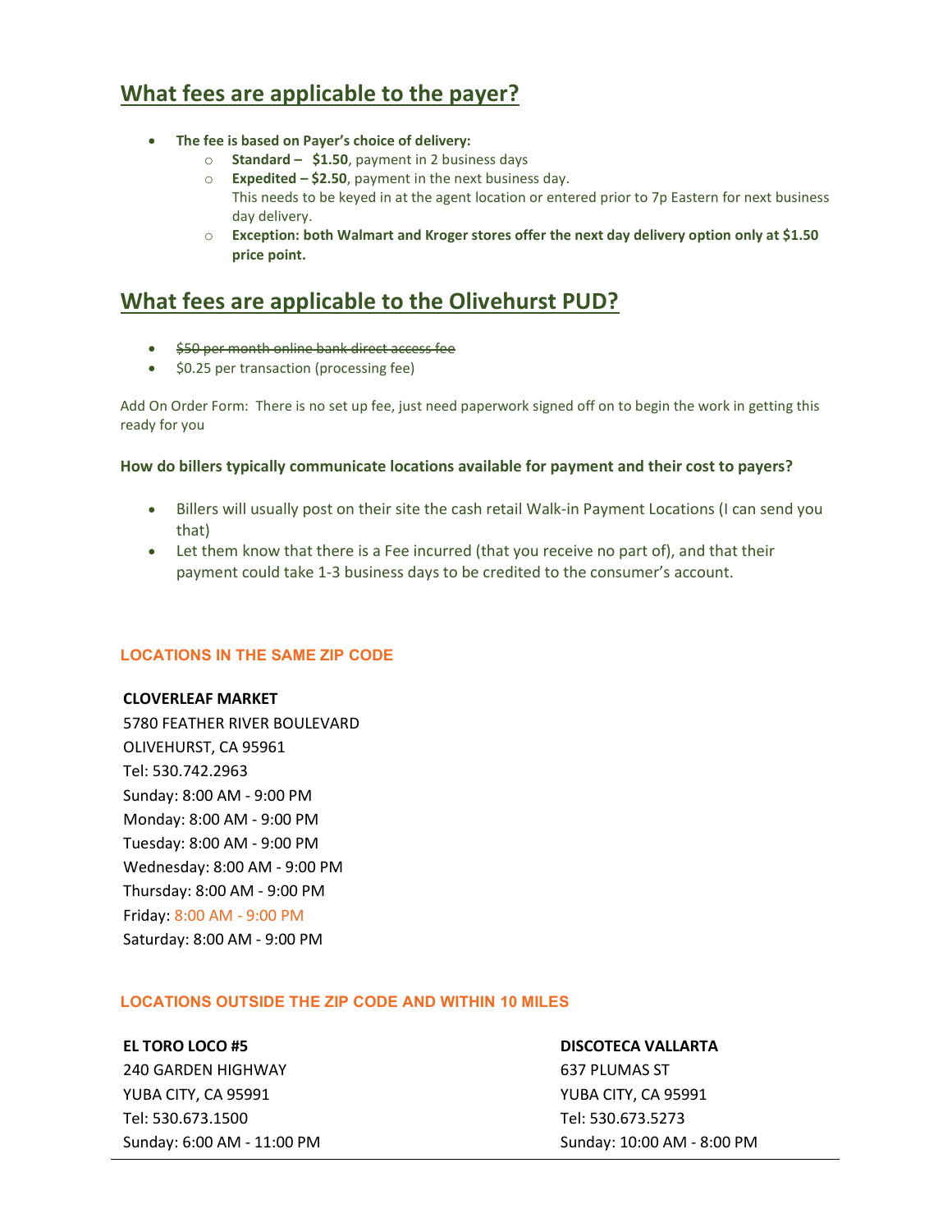## What fees are applicable to the payer?

- **The fee is based on Payer's choice of delivery:**
  - **Standard – $1.50**, payment in 2 business days
  - **Expedited – $2.50**, payment in the next business day. This needs to be keyed in at the agent location or entered prior to 7p Eastern for next business day delivery.
  - **Exception: both Walmart and Kroger stores offer the next day delivery option only at $1.50 price point.**

## What fees are applicable to the Olivehurst PUD?

- ~~$50 per month online bank direct access fee~~
- $0.25 per transaction (processing fee)

Add On Order Form: There is no set up fee, just need paperwork signed off on to begin the work in getting this ready for you

**How do billers typically communicate locations available for payment and their cost to payers?**

- Billers will usually post on their site the cash retail Walk-in Payment Locations (I can send you that)
- Let them know that there is a Fee incurred (that you receive no part of), and that their payment could take 1-3 business days to be credited to the consumer's account.

### LOCATIONS IN THE SAME ZIP CODE

**CLOVERLEAF MARKET**
5780 FEATHER RIVER BOULEVARD
OLIVEHURST, CA 95961
Tel: 530.742.2963
Sunday: 8:00 AM - 9:00 PM
Monday: 8:00 AM - 9:00 PM
Tuesday: 8:00 AM - 9:00 PM
Wednesday: 8:00 AM - 9:00 PM
Thursday: 8:00 AM - 9:00 PM
Friday: 8:00 AM - 9:00 PM
Saturday: 8:00 AM - 9:00 PM

### LOCATIONS OUTSIDE THE ZIP CODE AND WITHIN 10 MILES

**EL TORO LOCO #5**
240 GARDEN HIGHWAY
YUBA CITY, CA 95991
Tel: 530.673.1500
Sunday: 6:00 AM - 11:00 PM

**DISCOTECA VALLARTA**
637 PLUMAS ST
YUBA CITY, CA 95991
Tel: 530.673.5273
Sunday: 10:00 AM - 8:00 PM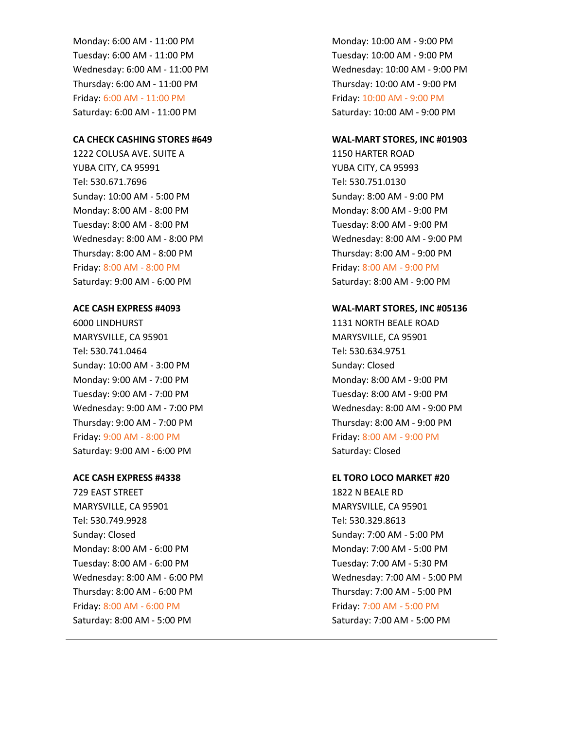Monday: 6:00 AM - 11:00 PM
Tuesday: 6:00 AM - 11:00 PM
Wednesday: 6:00 AM - 11:00 PM
Thursday: 6:00 AM - 11:00 PM
Friday: 6:00 AM - 11:00 PM
Saturday: 6:00 AM - 11:00 PM

**CA CHECK CASHING STORES #649**
1222 COLUSA AVE. SUITE A
YUBA CITY, CA 95991
Tel: 530.671.7696
Sunday: 10:00 AM - 5:00 PM
Monday: 8:00 AM - 8:00 PM
Tuesday: 8:00 AM - 8:00 PM
Wednesday: 8:00 AM - 8:00 PM
Thursday: 8:00 AM - 8:00 PM
Friday: 8:00 AM - 8:00 PM
Saturday: 9:00 AM - 6:00 PM

**ACE CASH EXPRESS #4093**
6000 LINDHURST
MARYSVILLE, CA 95901
Tel: 530.741.0464
Sunday: 10:00 AM - 3:00 PM
Monday: 9:00 AM - 7:00 PM
Tuesday: 9:00 AM - 7:00 PM
Wednesday: 9:00 AM - 7:00 PM
Thursday: 9:00 AM - 7:00 PM
Friday: 9:00 AM - 8:00 PM
Saturday: 9:00 AM - 6:00 PM

**ACE CASH EXPRESS #4338**
729 EAST STREET
MARYSVILLE, CA 95901
Tel: 530.749.9928
Sunday: Closed
Monday: 8:00 AM - 6:00 PM
Tuesday: 8:00 AM - 6:00 PM
Wednesday: 8:00 AM - 6:00 PM
Thursday: 8:00 AM - 6:00 PM
Friday: 8:00 AM - 6:00 PM
Saturday: 8:00 AM - 5:00 PM

Monday: 10:00 AM - 9:00 PM
Tuesday: 10:00 AM - 9:00 PM
Wednesday: 10:00 AM - 9:00 PM
Thursday: 10:00 AM - 9:00 PM
Friday: 10:00 AM - 9:00 PM
Saturday: 10:00 AM - 9:00 PM

**WAL-MART STORES, INC #01903**
1150 HARTER ROAD
YUBA CITY, CA 95993
Tel: 530.751.0130
Sunday: 8:00 AM - 9:00 PM
Monday: 8:00 AM - 9:00 PM
Tuesday: 8:00 AM - 9:00 PM
Wednesday: 8:00 AM - 9:00 PM
Thursday: 8:00 AM - 9:00 PM
Friday: 8:00 AM - 9:00 PM
Saturday: 8:00 AM - 9:00 PM

**WAL-MART STORES, INC #05136**
1131 NORTH BEALE ROAD
MARYSVILLE, CA 95901
Tel: 530.634.9751
Sunday: Closed
Monday: 8:00 AM - 9:00 PM
Tuesday: 8:00 AM - 9:00 PM
Wednesday: 8:00 AM - 9:00 PM
Thursday: 8:00 AM - 9:00 PM
Friday: 8:00 AM - 9:00 PM
Saturday: Closed

**EL TORO LOCO MARKET #20**
1822 N BEALE RD
MARYSVILLE, CA 95901
Tel: 530.329.8613
Sunday: 7:00 AM - 5:00 PM
Monday: 7:00 AM - 5:00 PM
Tuesday: 7:00 AM - 5:30 PM
Wednesday: 7:00 AM - 5:00 PM
Thursday: 7:00 AM - 5:00 PM
Friday: 7:00 AM - 5:00 PM
Saturday: 7:00 AM - 5:00 PM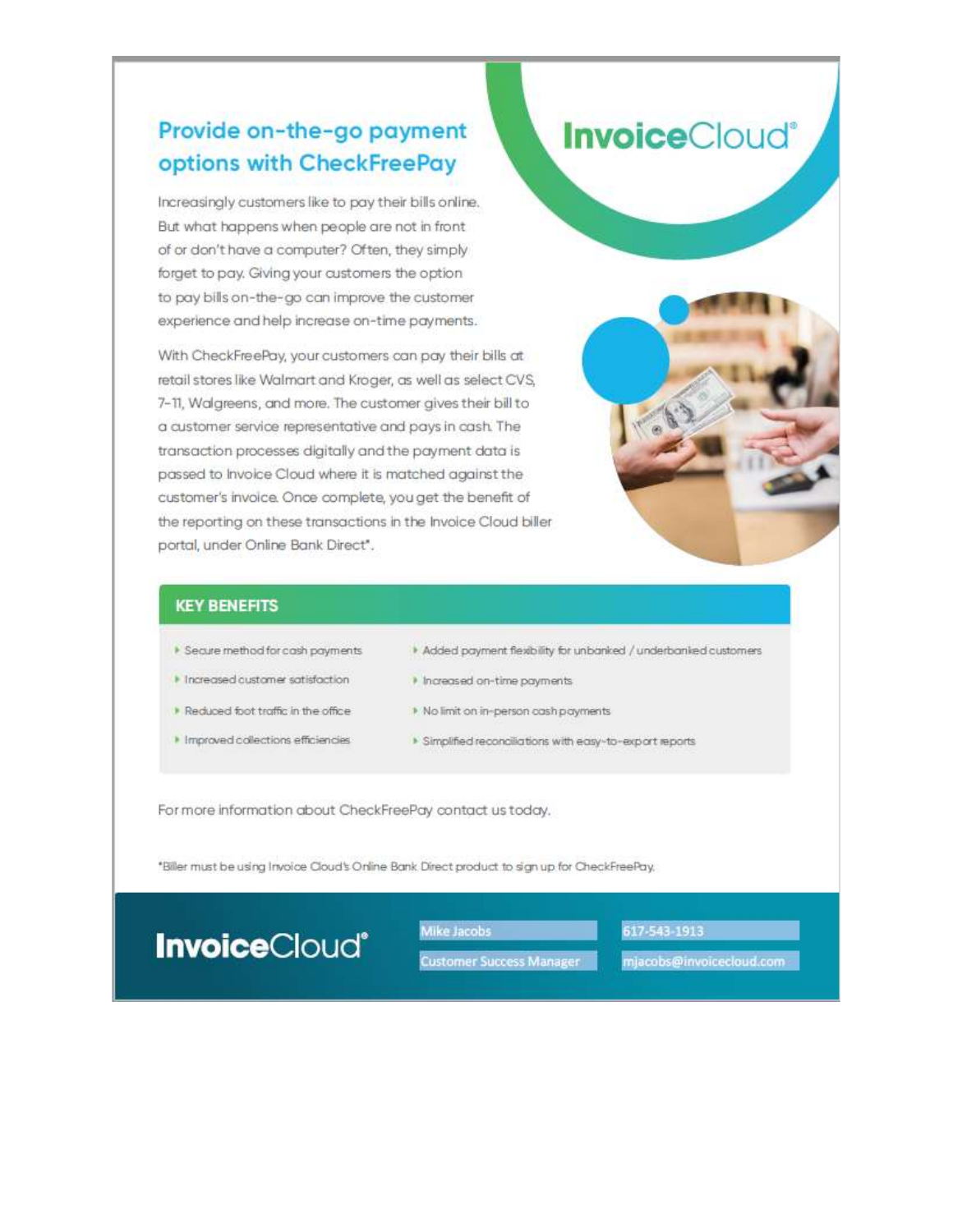InvoiceCloud®

## Provide on-the-go payment options with CheckFreePay

Increasingly customers like to pay their bills online. But what happens when people are not in front of or don't have a computer? Often, they simply forget to pay. Giving your customers the option to pay bills on-the-go can improve the customer experience and help increase on-time payments.

With CheckFreePay, your customers can pay their bills at retail stores like Walmart and Kroger, as well as select CVS, 7-11, Walgreens, and more. The customer gives their bill to a customer service representative and pays in cash. The transaction processes digitally and the payment data is passed to Invoice Cloud where it is matched against the customer's invoice. Once complete, you get the benefit of the reporting on these transactions in the Invoice Cloud biller portal, under Online Bank Direct*.

### KEY BENEFITS

- Secure method for cash payments
- Increased customer satisfaction
- Reduced foot traffic in the office
- Improved collections efficiencies
- Added payment flexibility for unbanked / underbanked customers
- Increased on-time payments
- No limit on in-person cash payments
- Simplified reconciliations with easy-to-export reports

For more information about CheckFreePay contact us today.

*Biller must be using Invoice Cloud's Online Bank Direct product to sign up for CheckFreePay.

InvoiceCloud®

Mike Jacobs
Customer Success Manager

617-543-1913
mjacobs@invoicecloud.com